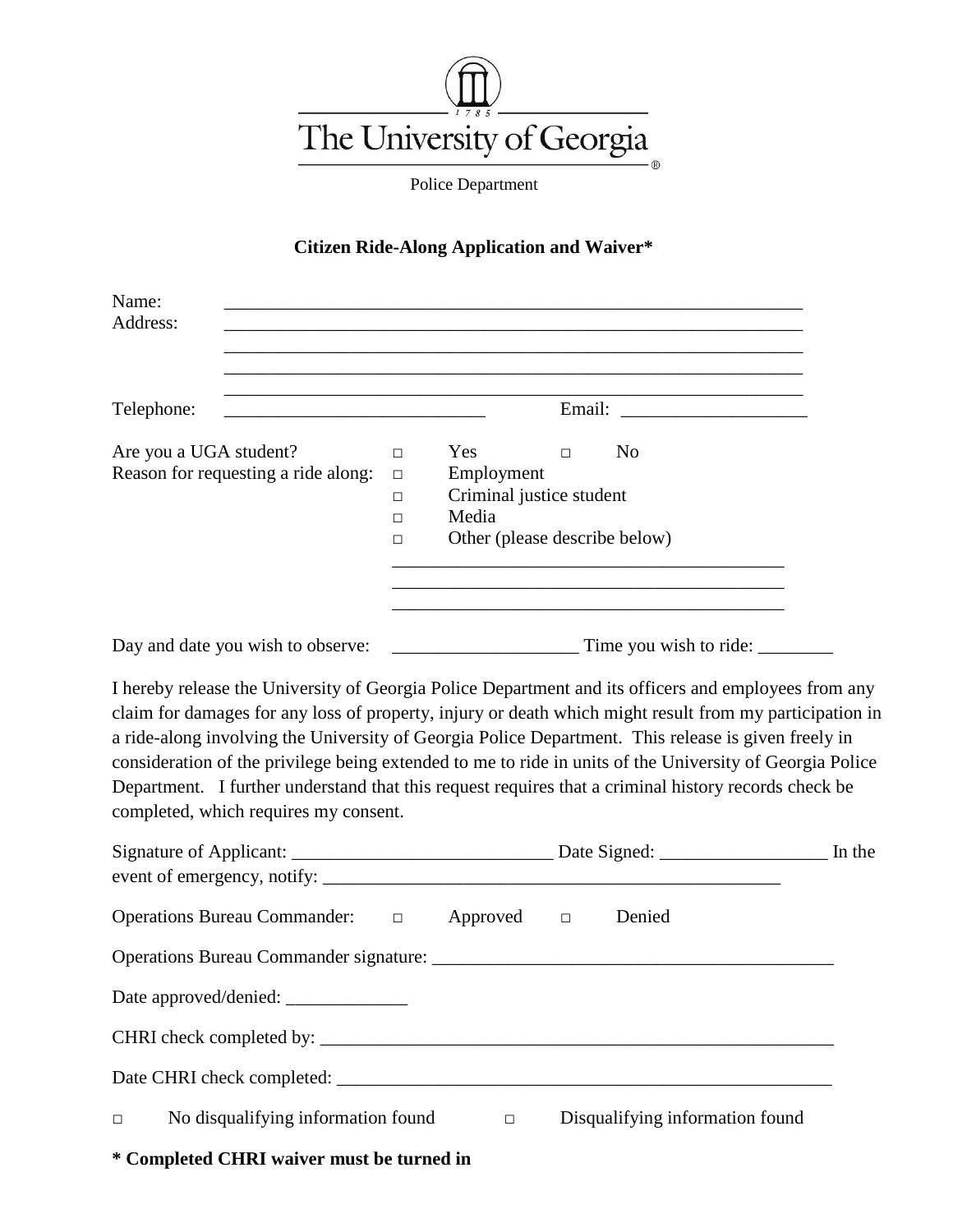The University of Georgia

Police Department

**Citizen Ride-Along Application and Waiver***

Name: ____________________________________________________________

Address: ____________________________________________________________

____________________________________________________________

____________________________________________________________

____________________________________________________________

Telephone: ____________________________ Email: ____________________

Are you a UGA student? □ Yes □ No

Reason for requesting a ride along:
- □ Employment
- □ Criminal justice student
- □ Media
- □ Other (please describe below)

___________________________________________

___________________________________________

___________________________________________

Day and date you wish to observe: ____________________ Time you wish to ride: ________

I hereby release the University of Georgia Police Department and its officers and employees from any claim for damages for any loss of property, injury or death which might result from my participation in a ride-along involving the University of Georgia Police Department. This release is given freely in consideration of the privilege being extended to me to ride in units of the University of Georgia Police Department. I further understand that this request requires that a criminal history records check be completed, which requires my consent.

Signature of Applicant: ____________________________ Date Signed: __________________ In the event of emergency, notify: ___________________________________________________

Operations Bureau Commander: □ Approved □ Denied

Operations Bureau Commander signature: ___________________________________________

Date approved/denied: _____________

CHRI check completed by: _________________________________________________________

Date CHRI check completed: _______________________________________________________

□ No disqualifying information found □ Disqualifying information found

**\* Completed CHRI waiver must be turned in**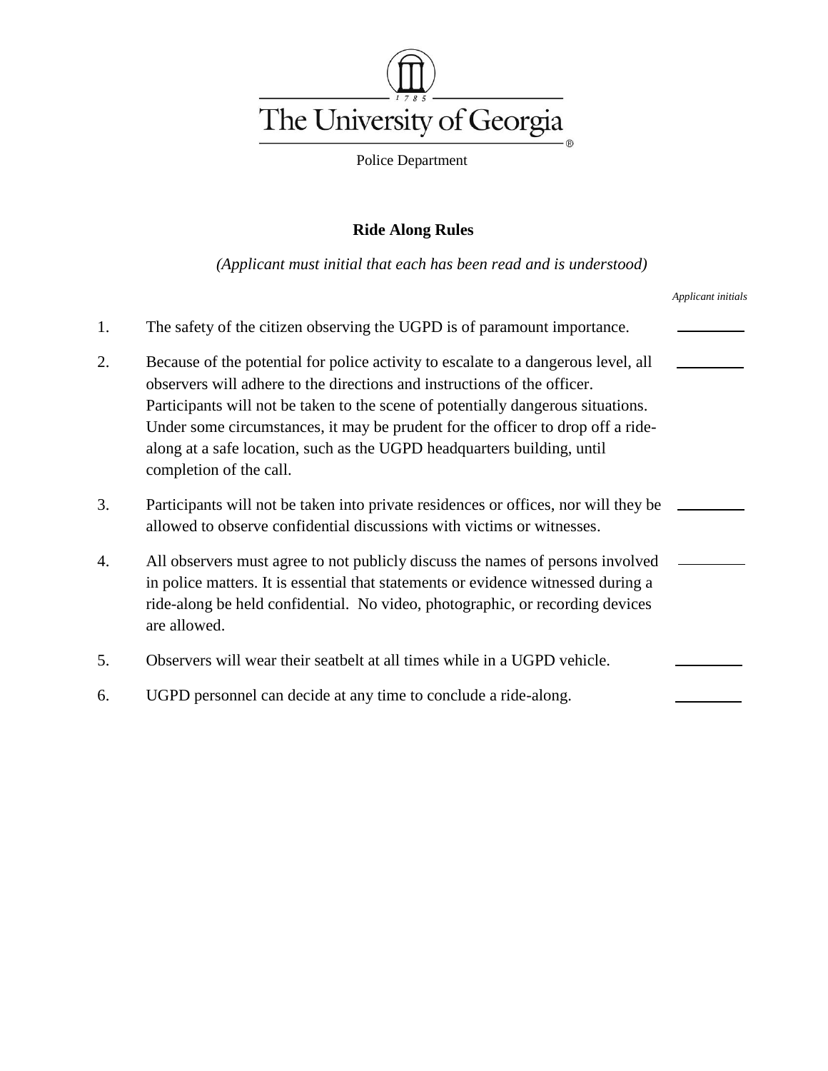The University of Georgia

Police Department

**Ride Along Rules**

*(Applicant must initial that each has been read and is understood)*

| | | *Applicant initials* |
|---|---|---|
| 1. | The safety of the citizen observing the UGPD is of paramount importance. | ________ |
| 2. | Because of the potential for police activity to escalate to a dangerous level, all observers will adhere to the directions and instructions of the officer. Participants will not be taken to the scene of potentially dangerous situations. Under some circumstances, it may be prudent for the officer to drop off a ride-along at a safe location, such as the UGPD headquarters building, until completion of the call. | ________ |
| 3. | Participants will not be taken into private residences or offices, nor will they be allowed to observe confidential discussions with victims or witnesses. | ________ |
| 4. | All observers must agree to not publicly discuss the names of persons involved in police matters. It is essential that statements or evidence witnessed during a ride-along be held confidential. No video, photographic, or recording devices are allowed. | ________ |
| 5. | Observers will wear their seatbelt at all times while in a UGPD vehicle. | ________ |
| 6. | UGPD personnel can decide at any time to conclude a ride-along. | ________ |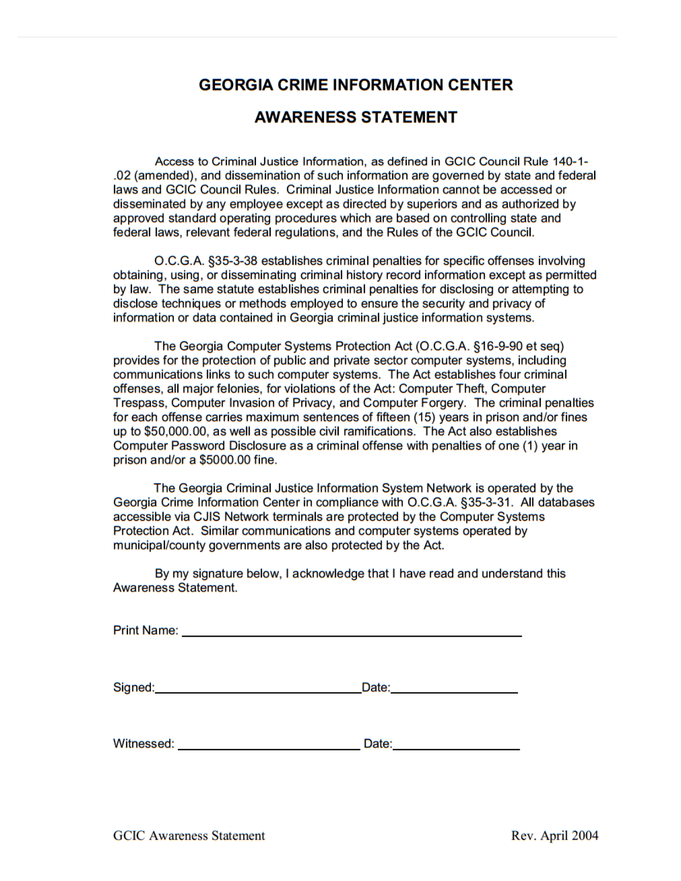# GEORGIA CRIME INFORMATION CENTER

## AWARENESS STATEMENT

Access to Criminal Justice Information, as defined in GCIC Council Rule 140-1-.02 (amended), and dissemination of such information are governed by state and federal laws and GCIC Council Rules. Criminal Justice Information cannot be accessed or disseminated by any employee except as directed by superiors and as authorized by approved standard operating procedures which are based on controlling state and federal laws, relevant federal regulations, and the Rules of the GCIC Council.

O.C.G.A. §35-3-38 establishes criminal penalties for specific offenses involving obtaining, using, or disseminating criminal history record information except as permitted by law. The same statute establishes criminal penalties for disclosing or attempting to disclose techniques or methods employed to ensure the security and privacy of information or data contained in Georgia criminal justice information systems.

The Georgia Computer Systems Protection Act (O.C.G.A. §16-9-90 et seq) provides for the protection of public and private sector computer systems, including communications links to such computer systems. The Act establishes four criminal offenses, all major felonies, for violations of the Act: Computer Theft, Computer Trespass, Computer Invasion of Privacy, and Computer Forgery. The criminal penalties for each offense carries maximum sentences of fifteen (15) years in prison and/or fines up to $50,000.00, as well as possible civil ramifications. The Act also establishes Computer Password Disclosure as a criminal offense with penalties of one (1) year in prison and/or a $5000.00 fine.

The Georgia Criminal Justice Information System Network is operated by the Georgia Crime Information Center in compliance with O.C.G.A. §35-3-31. All databases accessible via CJIS Network terminals are protected by the Computer Systems Protection Act. Similar communications and computer systems operated by municipal/county governments are also protected by the Act.

By my signature below, I acknowledge that I have read and understand this Awareness Statement.

Print Name: ______________________________________________

Signed: ______________________________ Date: __________________

Witnessed: ____________________________ Date: __________________

GCIC Awareness Statement    Rev. April 2004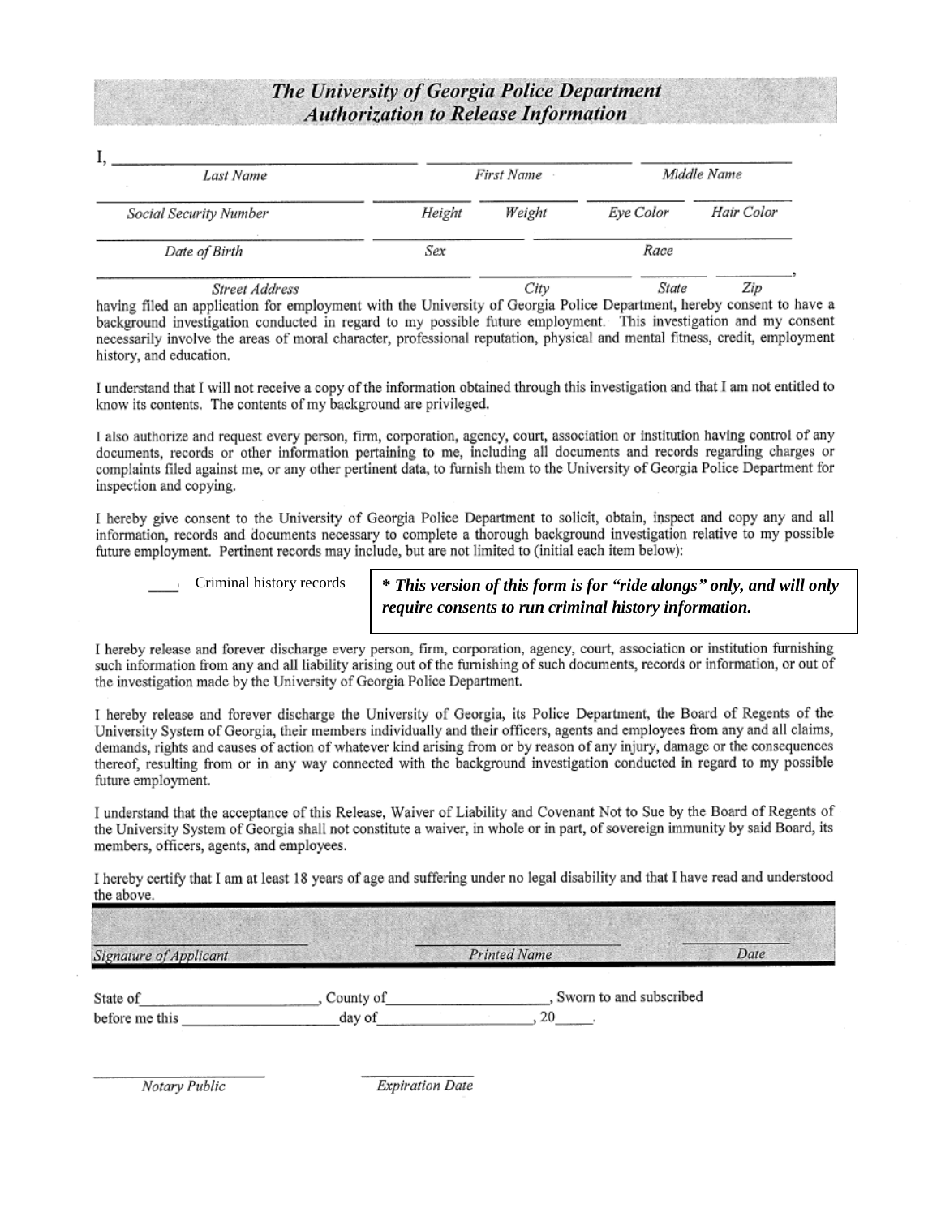# The University of Georgia Police Department
## Authorization to Release Information

I, \_\_\_\_\_\_\_\_\_\_\_\_\_\_\_\_\_\_\_\_ \_\_\_\_\_\_\_\_\_\_\_\_\_\_\_\_\_\_\_\_ \_\_\_\_\_\_\_\_\_\_\_\_\_\_\_\_\_\_\_\_

*Last Name* *First Name* *Middle Name*

\_\_\_\_\_\_\_\_\_\_\_\_\_\_\_\_\_\_\_\_ \_\_\_\_\_\_\_\_ \_\_\_\_\_\_\_\_ \_\_\_\_\_\_\_\_ \_\_\_\_\_\_\_\_

*Social Security Number* *Height* *Weight* *Eye Color* *Hair Color*

\_\_\_\_\_\_\_\_\_\_\_\_\_\_\_\_\_\_\_\_ \_\_\_\_\_\_\_\_\_\_ \_\_\_\_\_\_\_\_\_\_\_\_\_\_\_\_\_\_\_\_

*Date of Birth* *Sex* *Race*

\_\_\_\_\_\_\_\_\_\_\_\_\_\_\_\_\_\_\_\_ \_\_\_\_\_\_\_\_\_\_ \_\_\_\_\_\_\_\_ \_\_\_\_\_\_\_\_,

*Street Address* *City* *State* *Zip*

having filed an application for employment with the University of Georgia Police Department, hereby consent to have a background investigation conducted in regard to my possible future employment. This investigation and my consent necessarily involve the areas of moral character, professional reputation, physical and mental fitness, credit, employment history, and education.

I understand that I will not receive a copy of the information obtained through this investigation and that I am not entitled to know its contents. The contents of my background are privileged.

I also authorize and request every person, firm, corporation, agency, court, association or institution having control of any documents, records or other information pertaining to me, including all documents and records regarding charges or complaints filed against me, or any other pertinent data, to furnish them to the University of Georgia Police Department for inspection and copying.

I hereby give consent to the University of Georgia Police Department to solicit, obtain, inspect and copy any and all information, records and documents necessary to complete a thorough background investigation relative to my possible future employment. Pertinent records may include, but are not limited to (initial each item below):

\_\_\_\_ Criminal history records

***\* This version of this form is for "ride alongs" only, and will only require consents to run criminal history information.***

I hereby release and forever discharge every person, firm, corporation, agency, court, association or institution furnishing such information from any and all liability arising out of the furnishing of such documents, records or information, or out of the investigation made by the University of Georgia Police Department.

I hereby release and forever discharge the University of Georgia, its Police Department, the Board of Regents of the University System of Georgia, their members individually and their officers, agents and employees from any and all claims, demands, rights and causes of action of whatever kind arising from or by reason of any injury, damage or the consequences thereof, resulting from or in any way connected with the background investigation conducted in regard to my possible future employment.

I understand that the acceptance of this Release, Waiver of Liability and Covenant Not to Sue by the Board of Regents of the University System of Georgia shall not constitute a waiver, in whole or in part, of sovereign immunity by said Board, its members, officers, agents, and employees.

I hereby certify that I am at least 18 years of age and suffering under no legal disability and that I have read and understood the above.

\_\_\_\_\_\_\_\_\_\_\_\_\_\_\_\_\_\_\_\_ \_\_\_\_\_\_\_\_\_\_\_\_\_\_\_\_\_\_\_\_ \_\_\_\_\_\_\_\_\_\_

*Signature of Applicant* *Printed Name* *Date*

State of\_\_\_\_\_\_\_\_\_\_\_\_\_\_\_\_\_\_\_\_, County of\_\_\_\_\_\_\_\_\_\_\_\_\_\_\_\_\_\_\_\_, Sworn to and subscribed before me this \_\_\_\_\_\_\_\_\_\_\_\_\_\_\_\_\_\_\_\_day of\_\_\_\_\_\_\_\_\_\_\_\_\_\_\_\_\_\_\_\_, 20\_\_\_\_\_.

\_\_\_\_\_\_\_\_\_\_\_\_\_\_\_\_\_\_\_\_ \_\_\_\_\_\_\_\_\_\_\_\_\_\_\_\_\_\_\_\_

*Notary Public* *Expiration Date*